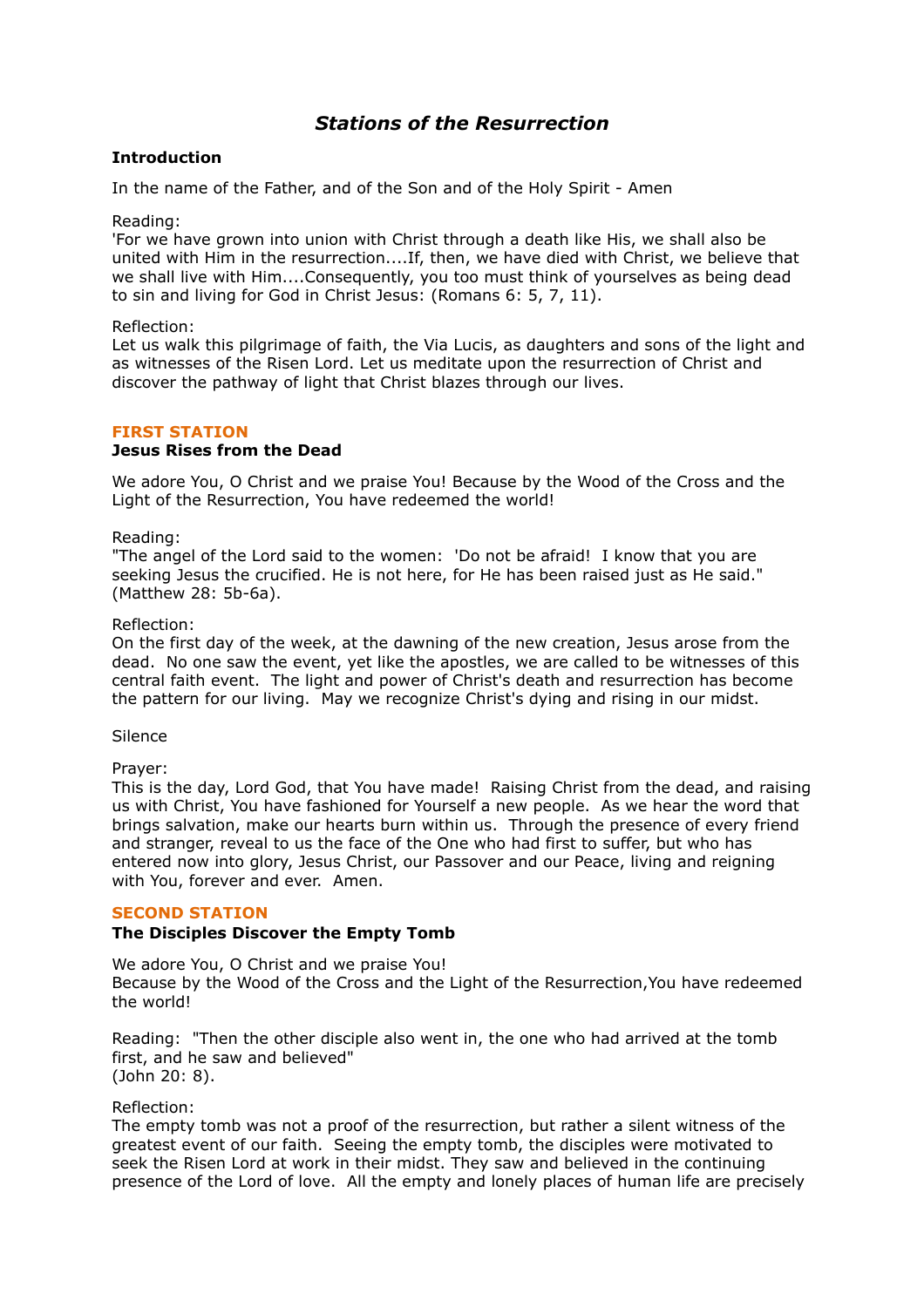# *Stations of the Resurrection*

**Introduction**

In the name of the Father, and of the Son and of the Holy Spirit - Amen

Reading:
'For we have grown into union with Christ through a death like His, we shall also be united with Him in the resurrection....If, then, we have died with Christ, we believe that we shall live with Him....Consequently, you too must think of yourselves as being dead to sin and living for God in Christ Jesus: (Romans 6: 5, 7, 11).

Reflection:
Let us walk this pilgrimage of faith, the Via Lucis, as daughters and sons of the light and as witnesses of the Risen Lord. Let us meditate upon the resurrection of Christ and discover the pathway of light that Christ blazes through our lives.

## FIRST STATION

**Jesus Rises from the Dead**

We adore You, O Christ and we praise You! Because by the Wood of the Cross and the Light of the Resurrection, You have redeemed the world!

Reading:
"The angel of the Lord said to the women: 'Do not be afraid! I know that you are seeking Jesus the crucified. He is not here, for He has been raised just as He said." (Matthew 28: 5b-6a).

Reflection:
On the first day of the week, at the dawning of the new creation, Jesus arose from the dead. No one saw the event, yet like the apostles, we are called to be witnesses of this central faith event. The light and power of Christ's death and resurrection has become the pattern for our living. May we recognize Christ's dying and rising in our midst.

Silence

Prayer:
This is the day, Lord God, that You have made! Raising Christ from the dead, and raising us with Christ, You have fashioned for Yourself a new people. As we hear the word that brings salvation, make our hearts burn within us. Through the presence of every friend and stranger, reveal to us the face of the One who had first to suffer, but who has entered now into glory, Jesus Christ, our Passover and our Peace, living and reigning with You, forever and ever. Amen.

## SECOND STATION

**The Disciples Discover the Empty Tomb**

We adore You, O Christ and we praise You!
Because by the Wood of the Cross and the Light of the Resurrection,You have redeemed the world!

Reading: "Then the other disciple also went in, the one who had arrived at the tomb first, and he saw and believed"
(John 20: 8).

Reflection:
The empty tomb was not a proof of the resurrection, but rather a silent witness of the greatest event of our faith. Seeing the empty tomb, the disciples were motivated to seek the Risen Lord at work in their midst. They saw and believed in the continuing presence of the Lord of love. All the empty and lonely places of human life are precisely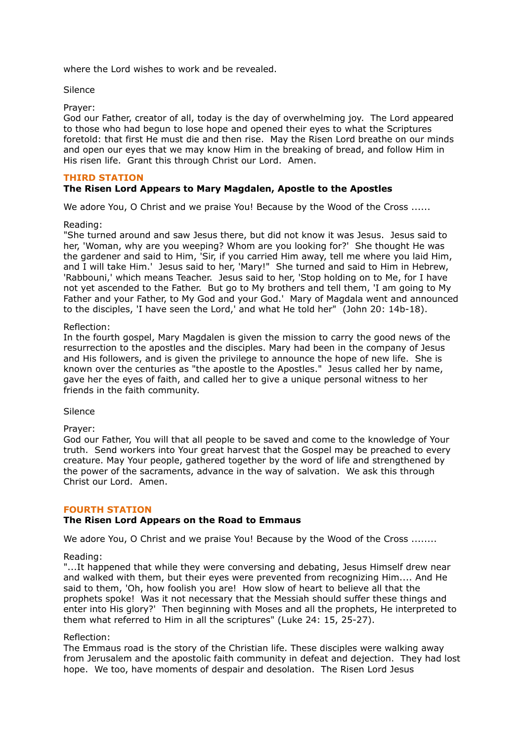where the Lord wishes to work and be revealed.

Silence

Prayer:
God our Father, creator of all, today is the day of overwhelming joy. The Lord appeared to those who had begun to lose hope and opened their eyes to what the Scriptures foretold: that first He must die and then rise. May the Risen Lord breathe on our minds and open our eyes that we may know Him in the breaking of bread, and follow Him in His risen life. Grant this through Christ our Lord. Amen.

## THIRD STATION

**The Risen Lord Appears to Mary Magdalen, Apostle to the Apostles**

We adore You, O Christ and we praise You! Because by the Wood of the Cross ......

Reading:
"She turned around and saw Jesus there, but did not know it was Jesus. Jesus said to her, 'Woman, why are you weeping? Whom are you looking for?' She thought He was the gardener and said to Him, 'Sir, if you carried Him away, tell me where you laid Him, and I will take Him.' Jesus said to her, 'Mary!" She turned and said to Him in Hebrew, 'Rabbouni,' which means Teacher. Jesus said to her, 'Stop holding on to Me, for I have not yet ascended to the Father. But go to My brothers and tell them, 'I am going to My Father and your Father, to My God and your God.' Mary of Magdala went and announced to the disciples, 'I have seen the Lord,' and what He told her" (John 20: 14b-18).

Reflection:
In the fourth gospel, Mary Magdalen is given the mission to carry the good news of the resurrection to the apostles and the disciples. Mary had been in the company of Jesus and His followers, and is given the privilege to announce the hope of new life. She is known over the centuries as "the apostle to the Apostles." Jesus called her by name, gave her the eyes of faith, and called her to give a unique personal witness to her friends in the faith community.

Silence

Prayer:
God our Father, You will that all people to be saved and come to the knowledge of Your truth. Send workers into Your great harvest that the Gospel may be preached to every creature. May Your people, gathered together by the word of life and strengthened by the power of the sacraments, advance in the way of salvation. We ask this through Christ our Lord. Amen.

## FOURTH STATION

**The Risen Lord Appears on the Road to Emmaus**

We adore You, O Christ and we praise You! Because by the Wood of the Cross ........

Reading:
"...It happened that while they were conversing and debating, Jesus Himself drew near and walked with them, but their eyes were prevented from recognizing Him.... And He said to them, 'Oh, how foolish you are! How slow of heart to believe all that the prophets spoke! Was it not necessary that the Messiah should suffer these things and enter into His glory?' Then beginning with Moses and all the prophets, He interpreted to them what referred to Him in all the scriptures" (Luke 24: 15, 25-27).

Reflection:
The Emmaus road is the story of the Christian life. These disciples were walking away from Jerusalem and the apostolic faith community in defeat and dejection. They had lost hope. We too, have moments of despair and desolation. The Risen Lord Jesus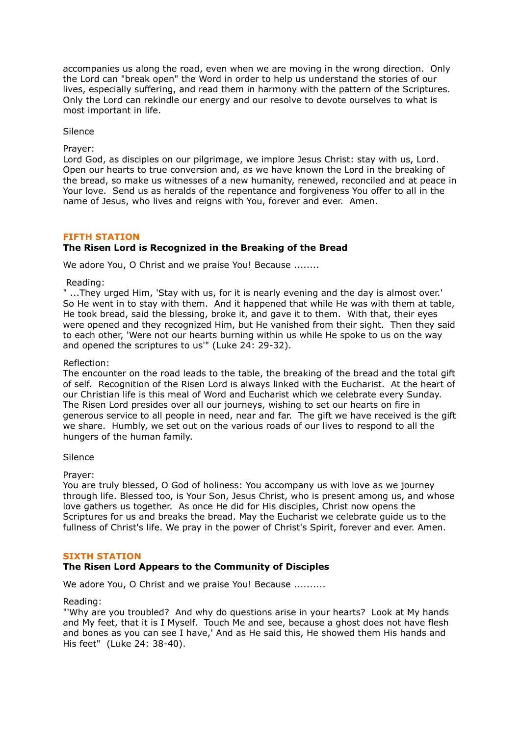accompanies us along the road, even when we are moving in the wrong direction. Only the Lord can "break open" the Word in order to help us understand the stories of our lives, especially suffering, and read them in harmony with the pattern of the Scriptures. Only the Lord can rekindle our energy and our resolve to devote ourselves to what is most important in life.

Silence

Prayer:
Lord God, as disciples on our pilgrimage, we implore Jesus Christ: stay with us, Lord. Open our hearts to true conversion and, as we have known the Lord in the breaking of the bread, so make us witnesses of a new humanity, renewed, reconciled and at peace in Your love. Send us as heralds of the repentance and forgiveness You offer to all in the name of Jesus, who lives and reigns with You, forever and ever. Amen.

## FIFTH STATION

### The Risen Lord is Recognized in the Breaking of the Bread

We adore You, O Christ and we praise You! Because ........

Reading:
" ...They urged Him, 'Stay with us, for it is nearly evening and the day is almost over.' So He went in to stay with them. And it happened that while He was with them at table, He took bread, said the blessing, broke it, and gave it to them. With that, their eyes were opened and they recognized Him, but He vanished from their sight. Then they said to each other, 'Were not our hearts burning within us while He spoke to us on the way and opened the scriptures to us'" (Luke 24: 29-32).

Reflection:
The encounter on the road leads to the table, the breaking of the bread and the total gift of self. Recognition of the Risen Lord is always linked with the Eucharist. At the heart of our Christian life is this meal of Word and Eucharist which we celebrate every Sunday. The Risen Lord presides over all our journeys, wishing to set our hearts on fire in generous service to all people in need, near and far. The gift we have received is the gift we share. Humbly, we set out on the various roads of our lives to respond to all the hungers of the human family.

Silence

Prayer:
You are truly blessed, O God of holiness: You accompany us with love as we journey through life. Blessed too, is Your Son, Jesus Christ, who is present among us, and whose love gathers us together. As once He did for His disciples, Christ now opens the Scriptures for us and breaks the bread. May the Eucharist we celebrate guide us to the fullness of Christ's life. We pray in the power of Christ's Spirit, forever and ever. Amen.

## SIXTH STATION

### The Risen Lord Appears to the Community of Disciples

We adore You, O Christ and we praise You! Because ..........

Reading:
"'Why are you troubled? And why do questions arise in your hearts? Look at My hands and My feet, that it is I Myself. Touch Me and see, because a ghost does not have flesh and bones as you can see I have,' And as He said this, He showed them His hands and His feet" (Luke 24: 38-40).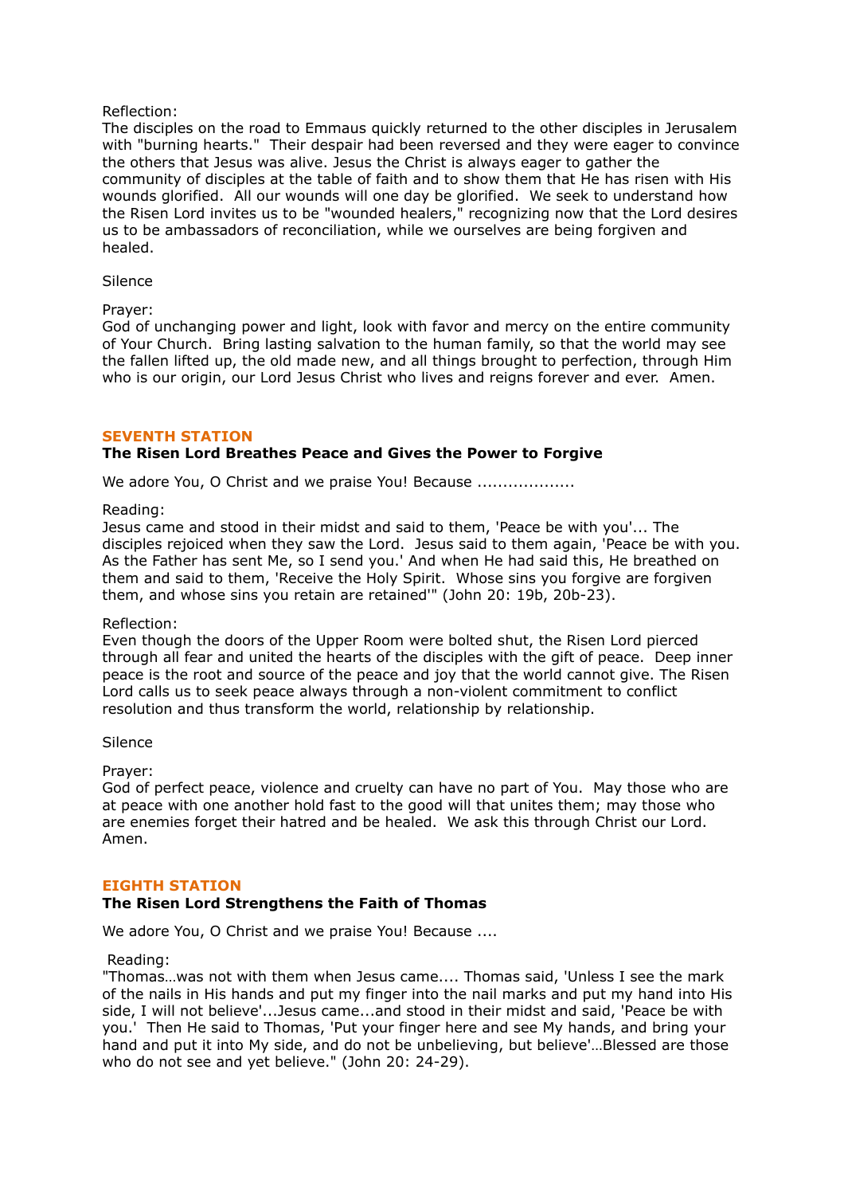Reflection:
The disciples on the road to Emmaus quickly returned to the other disciples in Jerusalem with "burning hearts." Their despair had been reversed and they were eager to convince the others that Jesus was alive. Jesus the Christ is always eager to gather the community of disciples at the table of faith and to show them that He has risen with His wounds glorified. All our wounds will one day be glorified. We seek to understand how the Risen Lord invites us to be "wounded healers," recognizing now that the Lord desires us to be ambassadors of reconciliation, while we ourselves are being forgiven and healed.

Silence

Prayer:
God of unchanging power and light, look with favor and mercy on the entire community of Your Church. Bring lasting salvation to the human family, so that the world may see the fallen lifted up, the old made new, and all things brought to perfection, through Him who is our origin, our Lord Jesus Christ who lives and reigns forever and ever. Amen.

## SEVENTH STATION

**The Risen Lord Breathes Peace and Gives the Power to Forgive**

We adore You, O Christ and we praise You! Because ...................

Reading:
Jesus came and stood in their midst and said to them, 'Peace be with you'... The disciples rejoiced when they saw the Lord. Jesus said to them again, 'Peace be with you. As the Father has sent Me, so I send you.' And when He had said this, He breathed on them and said to them, 'Receive the Holy Spirit. Whose sins you forgive are forgiven them, and whose sins you retain are retained'" (John 20: 19b, 20b-23).

Reflection:
Even though the doors of the Upper Room were bolted shut, the Risen Lord pierced through all fear and united the hearts of the disciples with the gift of peace. Deep inner peace is the root and source of the peace and joy that the world cannot give. The Risen Lord calls us to seek peace always through a non-violent commitment to conflict resolution and thus transform the world, relationship by relationship.

Silence

Prayer:
God of perfect peace, violence and cruelty can have no part of You. May those who are at peace with one another hold fast to the good will that unites them; may those who are enemies forget their hatred and be healed. We ask this through Christ our Lord. Amen.

## EIGHTH STATION

**The Risen Lord Strengthens the Faith of Thomas**

We adore You, O Christ and we praise You! Because ....

Reading:
"Thomas…was not with them when Jesus came.... Thomas said, 'Unless I see the mark of the nails in His hands and put my finger into the nail marks and put my hand into His side, I will not believe'...Jesus came...and stood in their midst and said, 'Peace be with you.' Then He said to Thomas, 'Put your finger here and see My hands, and bring your hand and put it into My side, and do not be unbelieving, but believe'…Blessed are those who do not see and yet believe." (John 20: 24-29).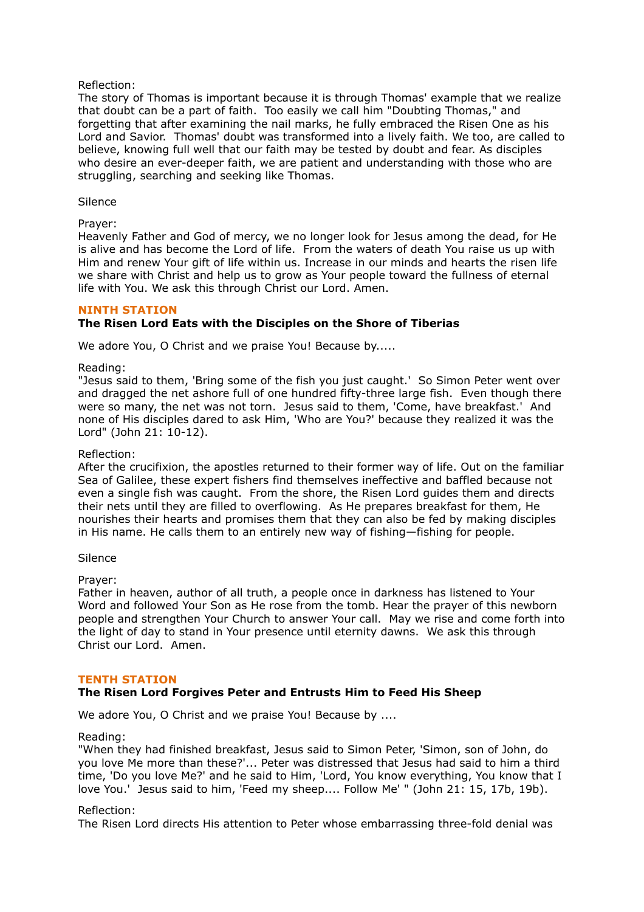Reflection:
The story of Thomas is important because it is through Thomas' example that we realize that doubt can be a part of faith. Too easily we call him "Doubting Thomas," and forgetting that after examining the nail marks, he fully embraced the Risen One as his Lord and Savior. Thomas' doubt was transformed into a lively faith. We too, are called to believe, knowing full well that our faith may be tested by doubt and fear. As disciples who desire an ever-deeper faith, we are patient and understanding with those who are struggling, searching and seeking like Thomas.

Silence

Prayer:
Heavenly Father and God of mercy, we no longer look for Jesus among the dead, for He is alive and has become the Lord of life. From the waters of death You raise us up with Him and renew Your gift of life within us. Increase in our minds and hearts the risen life we share with Christ and help us to grow as Your people toward the fullness of eternal life with You. We ask this through Christ our Lord. Amen.

## NINTH STATION

**The Risen Lord Eats with the Disciples on the Shore of Tiberias**

We adore You, O Christ and we praise You! Because by.....

Reading:
"Jesus said to them, 'Bring some of the fish you just caught.' So Simon Peter went over and dragged the net ashore full of one hundred fifty-three large fish. Even though there were so many, the net was not torn. Jesus said to them, 'Come, have breakfast.' And none of His disciples dared to ask Him, 'Who are You?' because they realized it was the Lord" (John 21: 10-12).

Reflection:
After the crucifixion, the apostles returned to their former way of life. Out on the familiar Sea of Galilee, these expert fishers find themselves ineffective and baffled because not even a single fish was caught. From the shore, the Risen Lord guides them and directs their nets until they are filled to overflowing. As He prepares breakfast for them, He nourishes their hearts and promises them that they can also be fed by making disciples in His name. He calls them to an entirely new way of fishing—fishing for people.

Silence

Prayer:
Father in heaven, author of all truth, a people once in darkness has listened to Your Word and followed Your Son as He rose from the tomb. Hear the prayer of this newborn people and strengthen Your Church to answer Your call. May we rise and come forth into the light of day to stand in Your presence until eternity dawns. We ask this through Christ our Lord. Amen.

## TENTH STATION

**The Risen Lord Forgives Peter and Entrusts Him to Feed His Sheep**

We adore You, O Christ and we praise You! Because by ....

Reading:
"When they had finished breakfast, Jesus said to Simon Peter, 'Simon, son of John, do you love Me more than these?'... Peter was distressed that Jesus had said to him a third time, 'Do you love Me?' and he said to Him, 'Lord, You know everything, You know that I love You.' Jesus said to him, 'Feed my sheep.... Follow Me' " (John 21: 15, 17b, 19b).

Reflection:
The Risen Lord directs His attention to Peter whose embarrassing three-fold denial was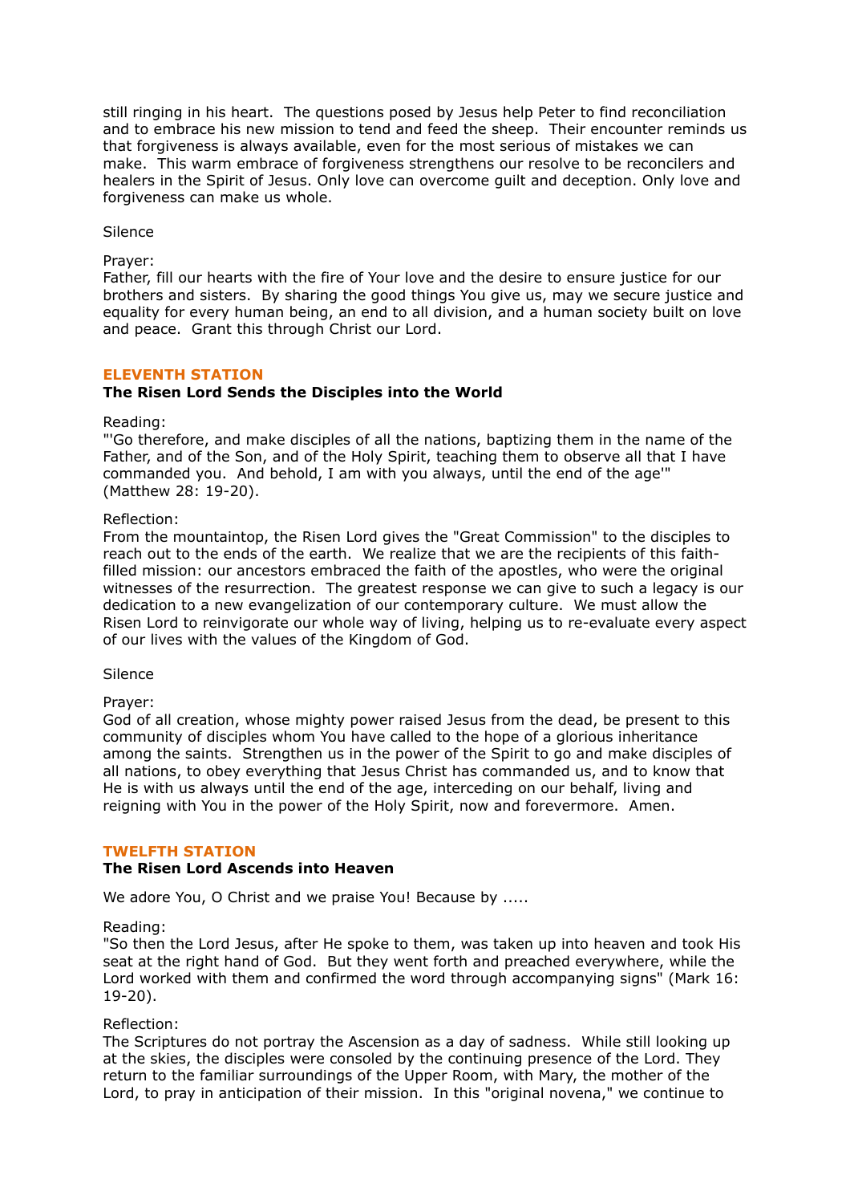still ringing in his heart. The questions posed by Jesus help Peter to find reconciliation and to embrace his new mission to tend and feed the sheep. Their encounter reminds us that forgiveness is always available, even for the most serious of mistakes we can make. This warm embrace of forgiveness strengthens our resolve to be reconcilers and healers in the Spirit of Jesus. Only love can overcome guilt and deception. Only love and forgiveness can make us whole.

Silence

Prayer:
Father, fill our hearts with the fire of Your love and the desire to ensure justice for our brothers and sisters. By sharing the good things You give us, may we secure justice and equality for every human being, an end to all division, and a human society built on love and peace. Grant this through Christ our Lord.

## ELEVENTH STATION

**The Risen Lord Sends the Disciples into the World**

Reading:
"'Go therefore, and make disciples of all the nations, baptizing them in the name of the Father, and of the Son, and of the Holy Spirit, teaching them to observe all that I have commanded you. And behold, I am with you always, until the end of the age'" (Matthew 28: 19-20).

Reflection:
From the mountaintop, the Risen Lord gives the "Great Commission" to the disciples to reach out to the ends of the earth. We realize that we are the recipients of this faith-filled mission: our ancestors embraced the faith of the apostles, who were the original witnesses of the resurrection. The greatest response we can give to such a legacy is our dedication to a new evangelization of our contemporary culture. We must allow the Risen Lord to reinvigorate our whole way of living, helping us to re-evaluate every aspect of our lives with the values of the Kingdom of God.

Silence

Prayer:
God of all creation, whose mighty power raised Jesus from the dead, be present to this community of disciples whom You have called to the hope of a glorious inheritance among the saints. Strengthen us in the power of the Spirit to go and make disciples of all nations, to obey everything that Jesus Christ has commanded us, and to know that He is with us always until the end of the age, interceding on our behalf, living and reigning with You in the power of the Holy Spirit, now and forevermore. Amen.

## TWELFTH STATION

**The Risen Lord Ascends into Heaven**

We adore You, O Christ and we praise You! Because by .....

Reading:
"So then the Lord Jesus, after He spoke to them, was taken up into heaven and took His seat at the right hand of God. But they went forth and preached everywhere, while the Lord worked with them and confirmed the word through accompanying signs" (Mark 16: 19-20).

Reflection:
The Scriptures do not portray the Ascension as a day of sadness. While still looking up at the skies, the disciples were consoled by the continuing presence of the Lord. They return to the familiar surroundings of the Upper Room, with Mary, the mother of the Lord, to pray in anticipation of their mission. In this "original novena," we continue to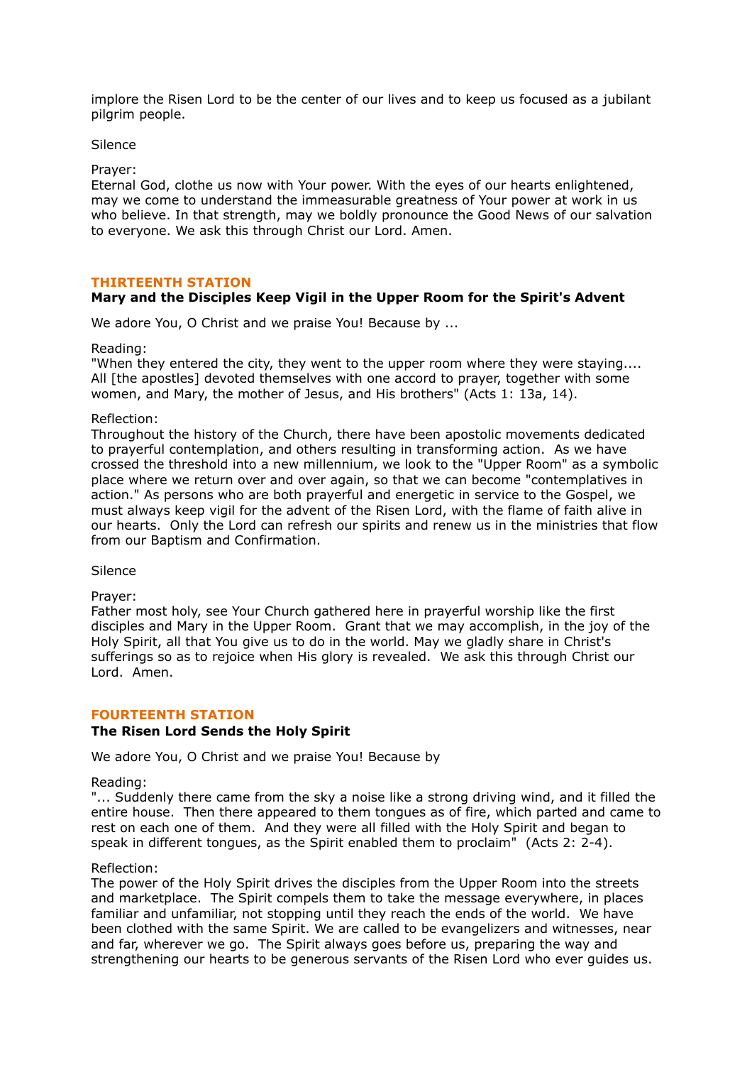implore the Risen Lord to be the center of our lives and to keep us focused as a jubilant pilgrim people.

Silence

Prayer:
Eternal God, clothe us now with Your power. With the eyes of our hearts enlightened, may we come to understand the immeasurable greatness of Your power at work in us who believe. In that strength, may we boldly pronounce the Good News of our salvation to everyone. We ask this through Christ our Lord. Amen.

## THIRTEENTH STATION

**Mary and the Disciples Keep Vigil in the Upper Room for the Spirit's Advent**

We adore You, O Christ and we praise You! Because by ...

Reading:
"When they entered the city, they went to the upper room where they were staying.... All [the apostles] devoted themselves with one accord to prayer, together with some women, and Mary, the mother of Jesus, and His brothers" (Acts 1: 13a, 14).

Reflection:
Throughout the history of the Church, there have been apostolic movements dedicated to prayerful contemplation, and others resulting in transforming action. As we have crossed the threshold into a new millennium, we look to the "Upper Room" as a symbolic place where we return over and over again, so that we can become "contemplatives in action." As persons who are both prayerful and energetic in service to the Gospel, we must always keep vigil for the advent of the Risen Lord, with the flame of faith alive in our hearts. Only the Lord can refresh our spirits and renew us in the ministries that flow from our Baptism and Confirmation.

Silence

Prayer:
Father most holy, see Your Church gathered here in prayerful worship like the first disciples and Mary in the Upper Room. Grant that we may accomplish, in the joy of the Holy Spirit, all that You give us to do in the world. May we gladly share in Christ's sufferings so as to rejoice when His glory is revealed. We ask this through Christ our Lord. Amen.

## FOURTEENTH STATION

**The Risen Lord Sends the Holy Spirit**

We adore You, O Christ and we praise You! Because by

Reading:
"... Suddenly there came from the sky a noise like a strong driving wind, and it filled the entire house. Then there appeared to them tongues as of fire, which parted and came to rest on each one of them. And they were all filled with the Holy Spirit and began to speak in different tongues, as the Spirit enabled them to proclaim" (Acts 2: 2-4).

Reflection:
The power of the Holy Spirit drives the disciples from the Upper Room into the streets and marketplace. The Spirit compels them to take the message everywhere, in places familiar and unfamiliar, not stopping until they reach the ends of the world. We have been clothed with the same Spirit. We are called to be evangelizers and witnesses, near and far, wherever we go. The Spirit always goes before us, preparing the way and strengthening our hearts to be generous servants of the Risen Lord who ever guides us.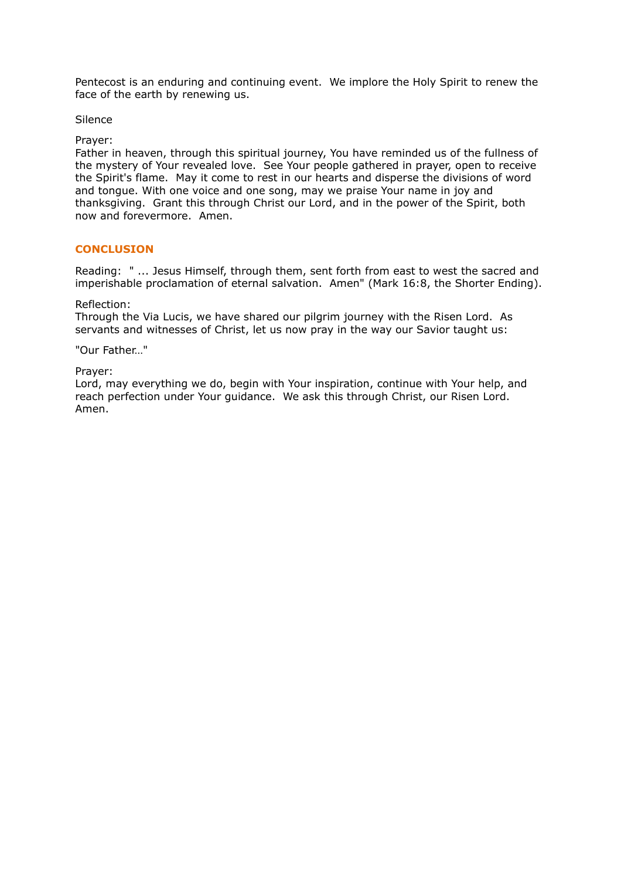Pentecost is an enduring and continuing event. We implore the Holy Spirit to renew the face of the earth by renewing us.

Silence

Prayer:
Father in heaven, through this spiritual journey, You have reminded us of the fullness of the mystery of Your revealed love. See Your people gathered in prayer, open to receive the Spirit's flame. May it come to rest in our hearts and disperse the divisions of word and tongue. With one voice and one song, may we praise Your name in joy and thanksgiving. Grant this through Christ our Lord, and in the power of the Spirit, both now and forevermore. Amen.

## CONCLUSION

Reading: " ... Jesus Himself, through them, sent forth from east to west the sacred and imperishable proclamation of eternal salvation. Amen" (Mark 16:8, the Shorter Ending).

Reflection:
Through the Via Lucis, we have shared our pilgrim journey with the Risen Lord. As servants and witnesses of Christ, let us now pray in the way our Savior taught us:

"Our Father…"

Prayer:
Lord, may everything we do, begin with Your inspiration, continue with Your help, and reach perfection under Your guidance. We ask this through Christ, our Risen Lord. Amen.